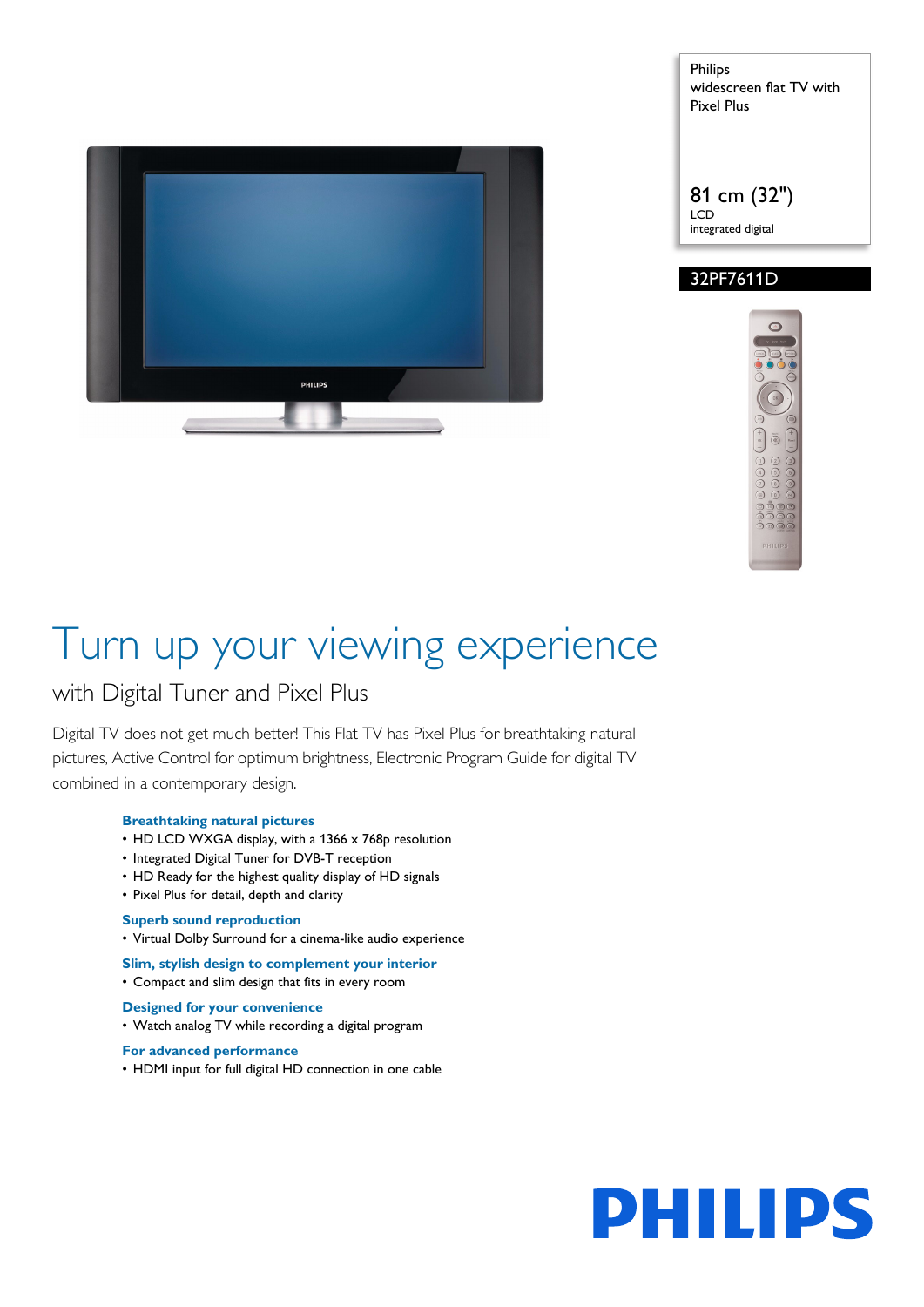Philips
widescreen flat TV with Pixel Plus

81 cm (32")
LCD
integrated digital

32PF7611D

# Turn up your viewing experience

## with Digital Tuner and Pixel Plus

Digital TV does not get much better! This Flat TV has Pixel Plus for breathtaking natural pictures, Active Control for optimum brightness, Electronic Program Guide for digital TV combined in a contemporary design.

### Breathtaking natural pictures
- HD LCD WXGA display, with a 1366 x 768p resolution
- Integrated Digital Tuner for DVB-T reception
- HD Ready for the highest quality display of HD signals
- Pixel Plus for detail, depth and clarity

### Superb sound reproduction
- Virtual Dolby Surround for a cinema-like audio experience

### Slim, stylish design to complement your interior
- Compact and slim design that fits in every room

### Designed for your convenience
- Watch analog TV while recording a digital program

### For advanced performance
- HDMI input for full digital HD connection in one cable

PHILIPS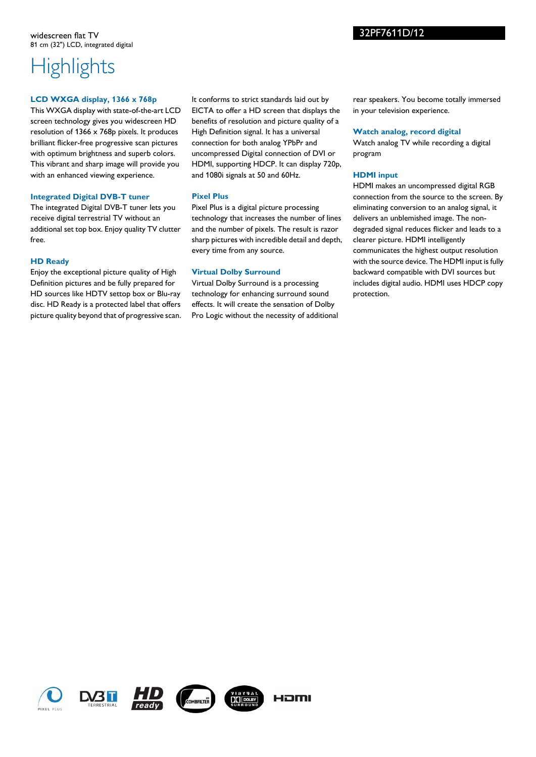widescreen flat TV
81 cm (32") LCD, integrated digital

32PF7611D/12

# Highlights

### LCD WXGA display, 1366 x 768p

This WXGA display with state-of-the-art LCD screen technology gives you widescreen HD resolution of 1366 x 768p pixels. It produces brilliant flicker-free progressive scan pictures with optimum brightness and superb colors. This vibrant and sharp image will provide you with an enhanced viewing experience.

### Integrated Digital DVB-T tuner

The integrated Digital DVB-T tuner lets you receive digital terrestrial TV without an additional set top box. Enjoy quality TV clutter free.

### HD Ready

Enjoy the exceptional picture quality of High Definition pictures and be fully prepared for HD sources like HDTV settop box or Blu-ray disc. HD Ready is a protected label that offers picture quality beyond that of progressive scan. It conforms to strict standards laid out by EICTA to offer a HD screen that displays the benefits of resolution and picture quality of a High Definition signal. It has a universal connection for both analog YPbPr and uncompressed Digital connection of DVI or HDMI, supporting HDCP. It can display 720p, and 1080i signals at 50 and 60Hz.

### Pixel Plus

Pixel Plus is a digital picture processing technology that increases the number of lines and the number of pixels. The result is razor sharp pictures with incredible detail and depth, every time from any source.

### Virtual Dolby Surround

Virtual Dolby Surround is a processing technology for enhancing surround sound effects. It will create the sensation of Dolby Pro Logic without the necessity of additional rear speakers. You become totally immersed in your television experience.

### Watch analog, record digital

Watch analog TV while recording a digital program

### HDMI input

HDMI makes an uncompressed digital RGB connection from the source to the screen. By eliminating conversion to an analog signal, it delivers an unblemished image. The non-degraded signal reduces flicker and leads to a clearer picture. HDMI intelligently communicates the highest output resolution with the source device. The HDMI input is fully backward compatible with DVI sources but includes digital audio. HDMI uses HDCP copy protection.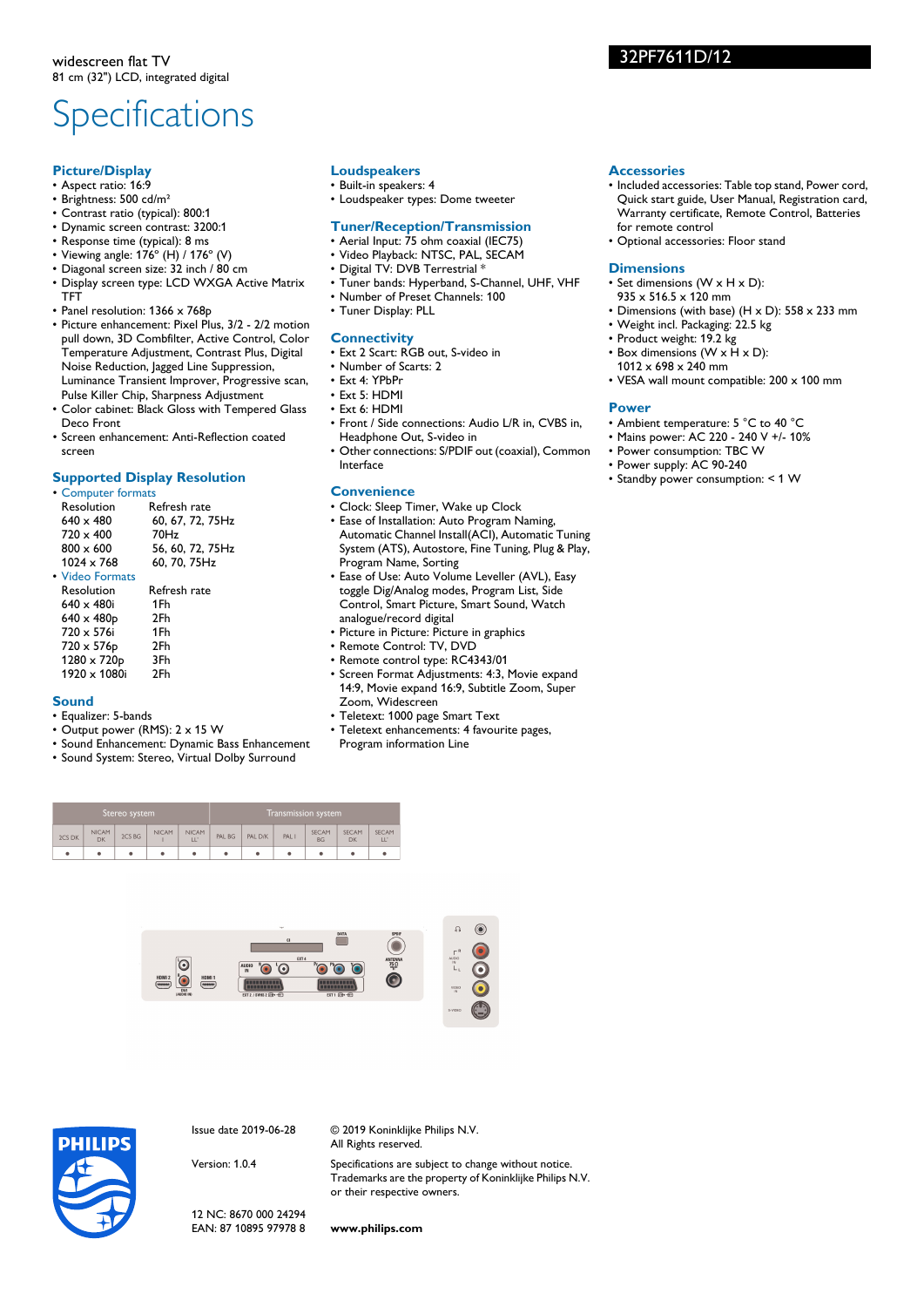widescreen flat TV
81 cm (32") LCD, integrated digital

32PF7611D/12

# Specifications

## Picture/Display

- Aspect ratio: 16:9
- Brightness: 500 cd/m²
- Contrast ratio (typical): 800:1
- Dynamic screen contrast: 3200:1
- Response time (typical): 8 ms
- Viewing angle: 176° (H) / 176° (V)
- Diagonal screen size: 32 inch / 80 cm
- Display screen type: LCD WXGA Active Matrix TFT
- Panel resolution: 1366 x 768p
- Picture enhancement: Pixel Plus, 3/2 - 2/2 motion pull down, 3D Combfilter, Active Control, Color Temperature Adjustment, Contrast Plus, Digital Noise Reduction, Jagged Line Suppression, Luminance Transient Improver, Progressive scan, Pulse Killer Chip, Sharpness Adjustment
- Color cabinet: Black Gloss with Tempered Glass Deco Front
- Screen enhancement: Anti-Reflection coated screen

## Supported Display Resolution

- Computer formats

| Resolution | Refresh rate |
|---|---|
| 640 x 480 | 60, 67, 72, 75Hz |
| 720 x 400 | 70Hz |
| 800 x 600 | 56, 60, 72, 75Hz |
| 1024 x 768 | 60, 70, 75Hz |

- Video Formats

| Resolution | Refresh rate |
|---|---|
| 640 x 480i | 1Fh |
| 640 x 480p | 2Fh |
| 720 x 576i | 1Fh |
| 720 x 576p | 2Fh |
| 1280 x 720p | 3Fh |
| 1920 x 1080i | 2Fh |

## Sound

- Equalizer: 5-bands
- Output power (RMS): 2 x 15 W
- Sound Enhancement: Dynamic Bass Enhancement
- Sound System: Stereo, Virtual Dolby Surround

## Loudspeakers

- Built-in speakers: 4
- Loudspeaker types: Dome tweeter

## Tuner/Reception/Transmission

- Aerial Input: 75 ohm coaxial (IEC75)
- Video Playback: NTSC, PAL, SECAM
- Digital TV: DVB Terrestrial *
- Tuner bands: Hyperband, S-Channel, UHF, VHF
- Number of Preset Channels: 100
- Tuner Display: PLL

## Connectivity

- Ext 2 Scart: RGB out, S-video in
- Number of Scarts: 2
- Ext 4: YPbPr
- Ext 5: HDMI
- Ext 6: HDMI
- Front / Side connections: Audio L/R in, CVBS in, Headphone Out, S-video in
- Other connections: S/PDIF out (coaxial), Common Interface

## Convenience

- Clock: Sleep Timer, Wake up Clock
- Ease of Installation: Auto Program Naming, Automatic Channel Install(ACI), Automatic Tuning System (ATS), Autostore, Fine Tuning, Plug & Play, Program Name, Sorting
- Ease of Use: Auto Volume Leveller (AVL), Easy toggle Dig/Analog modes, Program List, Side Control, Smart Picture, Smart Sound, Watch analogue/record digital
- Picture in Picture: Picture in graphics
- Remote Control: TV, DVD
- Remote control type: RC4343/01
- Screen Format Adjustments: 4:3, Movie expand 14:9, Movie expand 16:9, Subtitle Zoom, Super Zoom, Widescreen
- Teletext: 1000 page Smart Text
- Teletext enhancements: 4 favourite pages, Program information Line

## Accessories

- Included accessories: Table top stand, Power cord, Quick start guide, User Manual, Registration card, Warranty certificate, Remote Control, Batteries for remote control
- Optional accessories: Floor stand

## Dimensions

- Set dimensions (W x H x D): 935 x 516.5 x 120 mm
- Dimensions (with base) (H x D): 558 x 233 mm
- Weight incl. Packaging: 22.5 kg
- Product weight: 19.2 kg
- Box dimensions (W x H x D): 1012 x 698 x 240 mm
- VESA wall mount compatible: 200 x 100 mm

## Power

- Ambient temperature: 5 °C to 40 °C
- Mains power: AC 220 - 240 V +/- 10%
- Power consumption: TBC W
- Power supply: AC 90-240
- Standby power consumption: < 1 W

| Stereo system | | | | | Transmission system | | | | | |
|---|---|---|---|---|---|---|---|---|---|---|
| 2CS DK | NICAM DK | 2CS BG | NICAM I | NICAM LL' | PAL BG | PAL D/K | PAL I | SECAM BG | SECAM DK | SECAM LL' |
| • | • | • | • | • | • | • | • | • | • | • |

Issue date 2019-06-28

Version: 1.0.4

12 NC: 8670 000 24294
EAN: 87 10895 97978 8

© 2019 Koninklijke Philips N.V.
All Rights reserved.

Specifications are subject to change without notice. Trademarks are the property of Koninklijke Philips N.V. or their respective owners.

**www.philips.com**